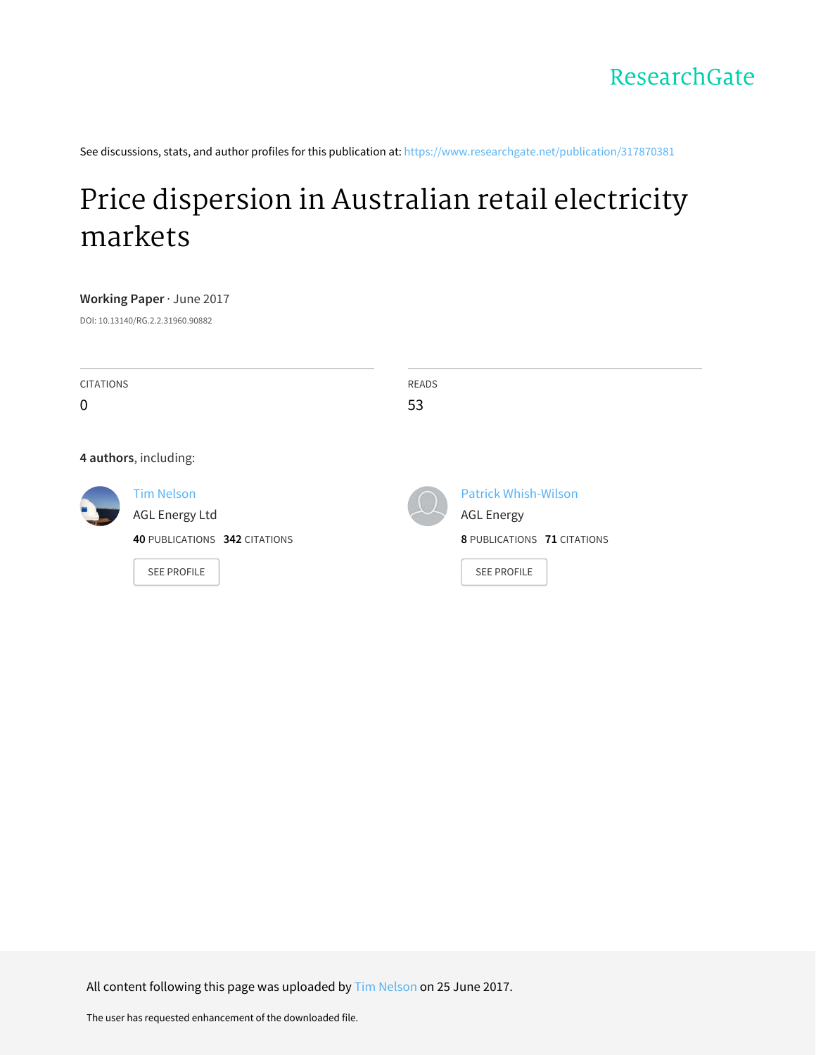See discussions, stats, and author profiles for this publication at: https://www.researchgate.net/publication/317870381

# Price dispersion in Australian retail electricity markets

**Working Paper** · June 2017

DOI: 10.13140/RG.2.2.31960.90882

| CITATIONS | READS |
| --- | --- |
| 0 | 53 |

**4 authors**, including:

Tim Nelson
AGL Energy Ltd
**40** PUBLICATIONS **342** CITATIONS

SEE PROFILE

Patrick Whish-Wilson
AGL Energy
**8** PUBLICATIONS **71** CITATIONS

SEE PROFILE

All content following this page was uploaded by Tim Nelson on 25 June 2017.

The user has requested enhancement of the downloaded file.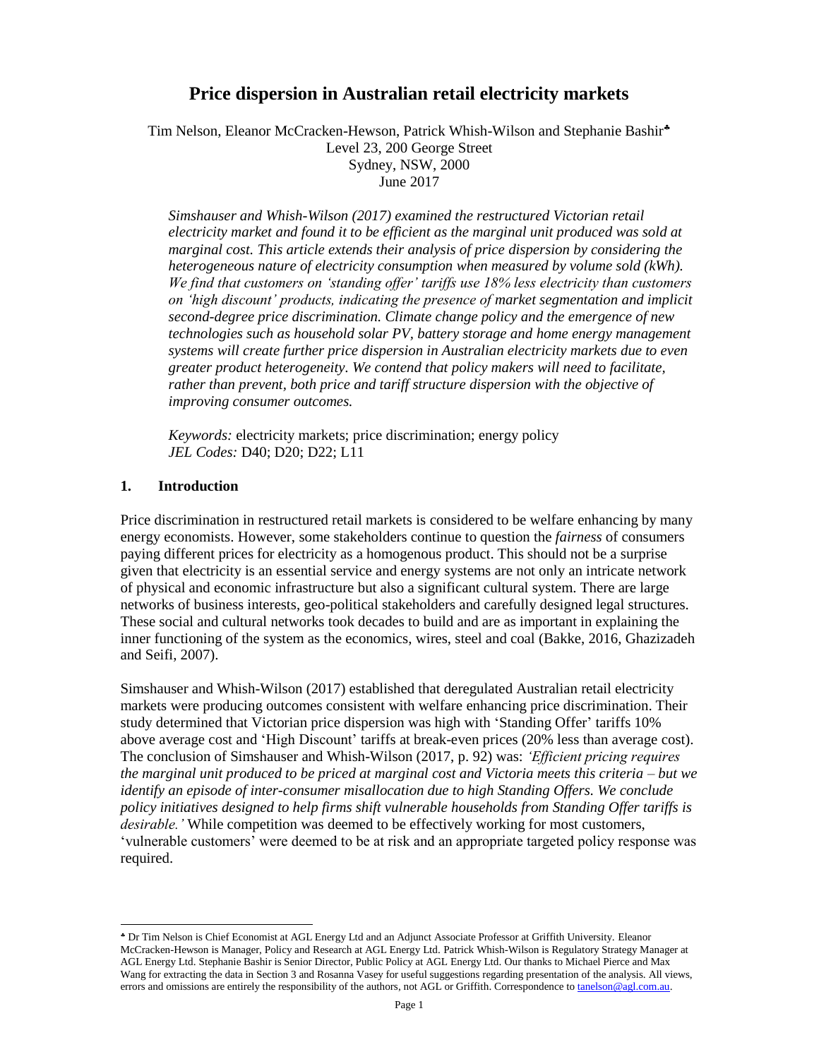# Price dispersion in Australian retail electricity markets

Tim Nelson, Eleanor McCracken-Hewson, Patrick Whish-Wilson and Stephanie Bashir[♣]
Level 23, 200 George Street
Sydney, NSW, 2000
June 2017

*Simshauser and Whish-Wilson (2017) examined the restructured Victorian retail electricity market and found it to be efficient as the marginal unit produced was sold at marginal cost. This article extends their analysis of price dispersion by considering the heterogeneous nature of electricity consumption when measured by volume sold (kWh). We find that customers on 'standing offer' tariffs use 18% less electricity than customers on 'high discount' products, indicating the presence of market segmentation and implicit second-degree price discrimination. Climate change policy and the emergence of new technologies such as household solar PV, battery storage and home energy management systems will create further price dispersion in Australian electricity markets due to even greater product heterogeneity. We contend that policy makers will need to facilitate, rather than prevent, both price and tariff structure dispersion with the objective of improving consumer outcomes.*

*Keywords:* electricity markets; price discrimination; energy policy
*JEL Codes:* D40; D20; D22; L11

## 1. Introduction

Price discrimination in restructured retail markets is considered to be welfare enhancing by many energy economists. However, some stakeholders continue to question the *fairness* of consumers paying different prices for electricity as a homogenous product. This should not be a surprise given that electricity is an essential service and energy systems are not only an intricate network of physical and economic infrastructure but also a significant cultural system. There are large networks of business interests, geo-political stakeholders and carefully designed legal structures. These social and cultural networks took decades to build and are as important in explaining the inner functioning of the system as the economics, wires, steel and coal (Bakke, 2016, Ghazizadeh and Seifi, 2007).

Simshauser and Whish-Wilson (2017) established that deregulated Australian retail electricity markets were producing outcomes consistent with welfare enhancing price discrimination. Their study determined that Victorian price dispersion was high with 'Standing Offer' tariffs 10% above average cost and 'High Discount' tariffs at break-even prices (20% less than average cost). The conclusion of Simshauser and Whish-Wilson (2017, p. 92) was: *'Efficient pricing requires the marginal unit produced to be priced at marginal cost and Victoria meets this criteria – but we identify an episode of inter-consumer misallocation due to high Standing Offers. We conclude policy initiatives designed to help firms shift vulnerable households from Standing Offer tariffs is desirable.'* While competition was deemed to be effectively working for most customers, 'vulnerable customers' were deemed to be at risk and an appropriate targeted policy response was required.

[♣] Dr Tim Nelson is Chief Economist at AGL Energy Ltd and an Adjunct Associate Professor at Griffith University. Eleanor McCracken-Hewson is Manager, Policy and Research at AGL Energy Ltd. Patrick Whish-Wilson is Regulatory Strategy Manager at AGL Energy Ltd. Stephanie Bashir is Senior Director, Public Policy at AGL Energy Ltd. Our thanks to Michael Pierce and Max Wang for extracting the data in Section 3 and Rosanna Vasey for useful suggestions regarding presentation of the analysis. All views, errors and omissions are entirely the responsibility of the authors, not AGL or Griffith. Correspondence to tanelson@agl.com.au.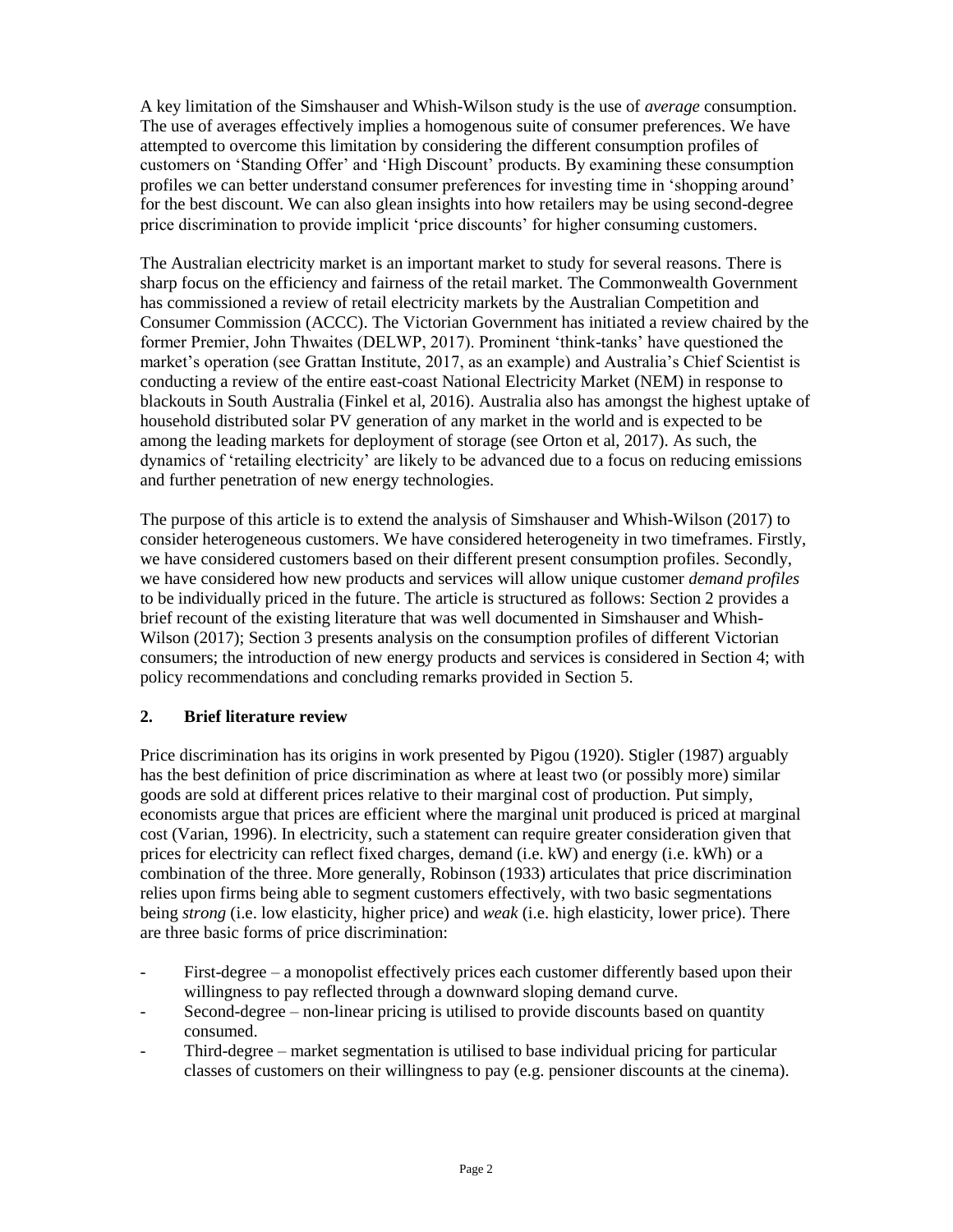A key limitation of the Simshauser and Whish-Wilson study is the use of *average* consumption. The use of averages effectively implies a homogenous suite of consumer preferences. We have attempted to overcome this limitation by considering the different consumption profiles of customers on 'Standing Offer' and 'High Discount' products. By examining these consumption profiles we can better understand consumer preferences for investing time in 'shopping around' for the best discount. We can also glean insights into how retailers may be using second-degree price discrimination to provide implicit 'price discounts' for higher consuming customers.

The Australian electricity market is an important market to study for several reasons. There is sharp focus on the efficiency and fairness of the retail market. The Commonwealth Government has commissioned a review of retail electricity markets by the Australian Competition and Consumer Commission (ACCC). The Victorian Government has initiated a review chaired by the former Premier, John Thwaites (DELWP, 2017). Prominent 'think-tanks' have questioned the market's operation (see Grattan Institute, 2017, as an example) and Australia's Chief Scientist is conducting a review of the entire east-coast National Electricity Market (NEM) in response to blackouts in South Australia (Finkel et al, 2016). Australia also has amongst the highest uptake of household distributed solar PV generation of any market in the world and is expected to be among the leading markets for deployment of storage (see Orton et al, 2017). As such, the dynamics of 'retailing electricity' are likely to be advanced due to a focus on reducing emissions and further penetration of new energy technologies.

The purpose of this article is to extend the analysis of Simshauser and Whish-Wilson (2017) to consider heterogeneous customers. We have considered heterogeneity in two timeframes. Firstly, we have considered customers based on their different present consumption profiles. Secondly, we have considered how new products and services will allow unique customer *demand profiles* to be individually priced in the future. The article is structured as follows: Section 2 provides a brief recount of the existing literature that was well documented in Simshauser and Whish-Wilson (2017); Section 3 presents analysis on the consumption profiles of different Victorian consumers; the introduction of new energy products and services is considered in Section 4; with policy recommendations and concluding remarks provided in Section 5.

## 2. Brief literature review

Price discrimination has its origins in work presented by Pigou (1920). Stigler (1987) arguably has the best definition of price discrimination as where at least two (or possibly more) similar goods are sold at different prices relative to their marginal cost of production. Put simply, economists argue that prices are efficient where the marginal unit produced is priced at marginal cost (Varian, 1996). In electricity, such a statement can require greater consideration given that prices for electricity can reflect fixed charges, demand (i.e. kW) and energy (i.e. kWh) or a combination of the three. More generally, Robinson (1933) articulates that price discrimination relies upon firms being able to segment customers effectively, with two basic segmentations being *strong* (i.e. low elasticity, higher price) and *weak* (i.e. high elasticity, lower price). There are three basic forms of price discrimination:

- First-degree – a monopolist effectively prices each customer differently based upon their willingness to pay reflected through a downward sloping demand curve.
- Second-degree – non-linear pricing is utilised to provide discounts based on quantity consumed.
- Third-degree – market segmentation is utilised to base individual pricing for particular classes of customers on their willingness to pay (e.g. pensioner discounts at the cinema).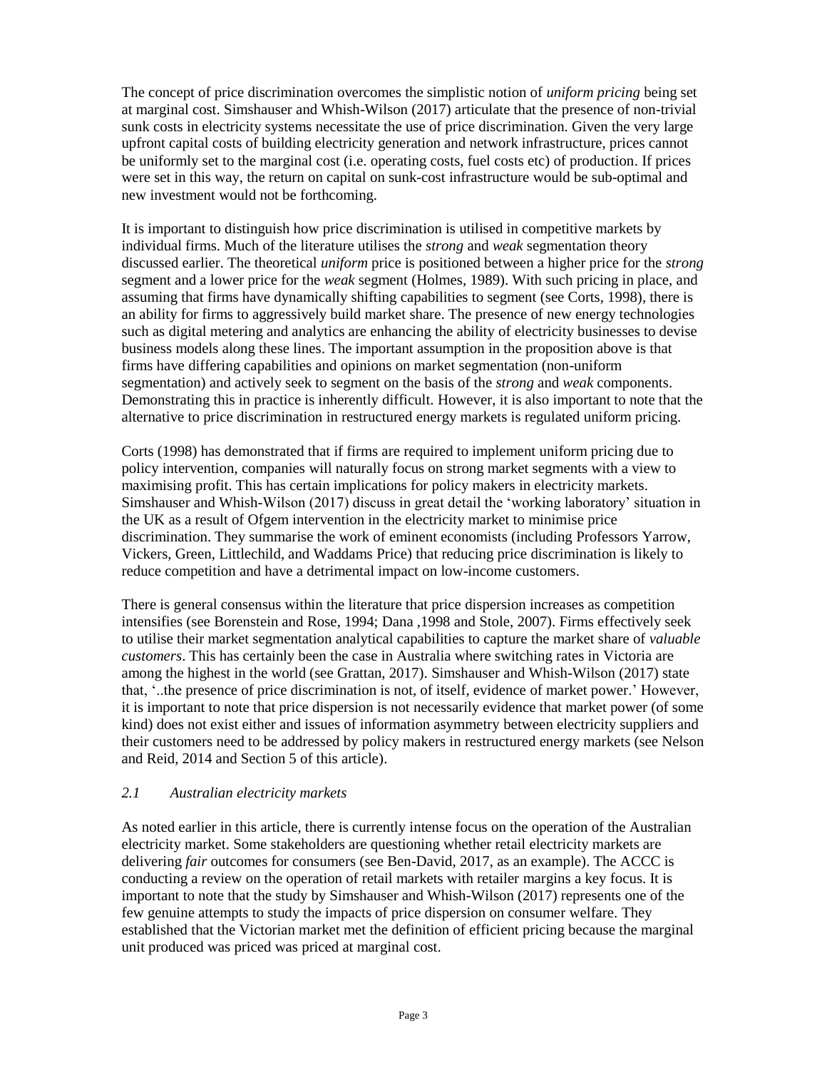The concept of price discrimination overcomes the simplistic notion of *uniform pricing* being set at marginal cost. Simshauser and Whish-Wilson (2017) articulate that the presence of non-trivial sunk costs in electricity systems necessitate the use of price discrimination. Given the very large upfront capital costs of building electricity generation and network infrastructure, prices cannot be uniformly set to the marginal cost (i.e. operating costs, fuel costs etc) of production. If prices were set in this way, the return on capital on sunk-cost infrastructure would be sub-optimal and new investment would not be forthcoming.

It is important to distinguish how price discrimination is utilised in competitive markets by individual firms. Much of the literature utilises the *strong* and *weak* segmentation theory discussed earlier. The theoretical *uniform* price is positioned between a higher price for the *strong* segment and a lower price for the *weak* segment (Holmes, 1989). With such pricing in place, and assuming that firms have dynamically shifting capabilities to segment (see Corts, 1998), there is an ability for firms to aggressively build market share. The presence of new energy technologies such as digital metering and analytics are enhancing the ability of electricity businesses to devise business models along these lines. The important assumption in the proposition above is that firms have differing capabilities and opinions on market segmentation (non-uniform segmentation) and actively seek to segment on the basis of the *strong* and *weak* components. Demonstrating this in practice is inherently difficult. However, it is also important to note that the alternative to price discrimination in restructured energy markets is regulated uniform pricing.

Corts (1998) has demonstrated that if firms are required to implement uniform pricing due to policy intervention, companies will naturally focus on strong market segments with a view to maximising profit. This has certain implications for policy makers in electricity markets. Simshauser and Whish-Wilson (2017) discuss in great detail the 'working laboratory' situation in the UK as a result of Ofgem intervention in the electricity market to minimise price discrimination. They summarise the work of eminent economists (including Professors Yarrow, Vickers, Green, Littlechild, and Waddams Price) that reducing price discrimination is likely to reduce competition and have a detrimental impact on low-income customers.

There is general consensus within the literature that price dispersion increases as competition intensifies (see Borenstein and Rose, 1994; Dana ,1998 and Stole, 2007). Firms effectively seek to utilise their market segmentation analytical capabilities to capture the market share of *valuable customers*. This has certainly been the case in Australia where switching rates in Victoria are among the highest in the world (see Grattan, 2017). Simshauser and Whish-Wilson (2017) state that, '..the presence of price discrimination is not, of itself, evidence of market power.' However, it is important to note that price dispersion is not necessarily evidence that market power (of some kind) does not exist either and issues of information asymmetry between electricity suppliers and their customers need to be addressed by policy makers in restructured energy markets (see Nelson and Reid, 2014 and Section 5 of this article).

### *2.1 Australian electricity markets*

As noted earlier in this article, there is currently intense focus on the operation of the Australian electricity market. Some stakeholders are questioning whether retail electricity markets are delivering *fair* outcomes for consumers (see Ben-David, 2017, as an example). The ACCC is conducting a review on the operation of retail markets with retailer margins a key focus. It is important to note that the study by Simshauser and Whish-Wilson (2017) represents one of the few genuine attempts to study the impacts of price dispersion on consumer welfare. They established that the Victorian market met the definition of efficient pricing because the marginal unit produced was priced was priced at marginal cost.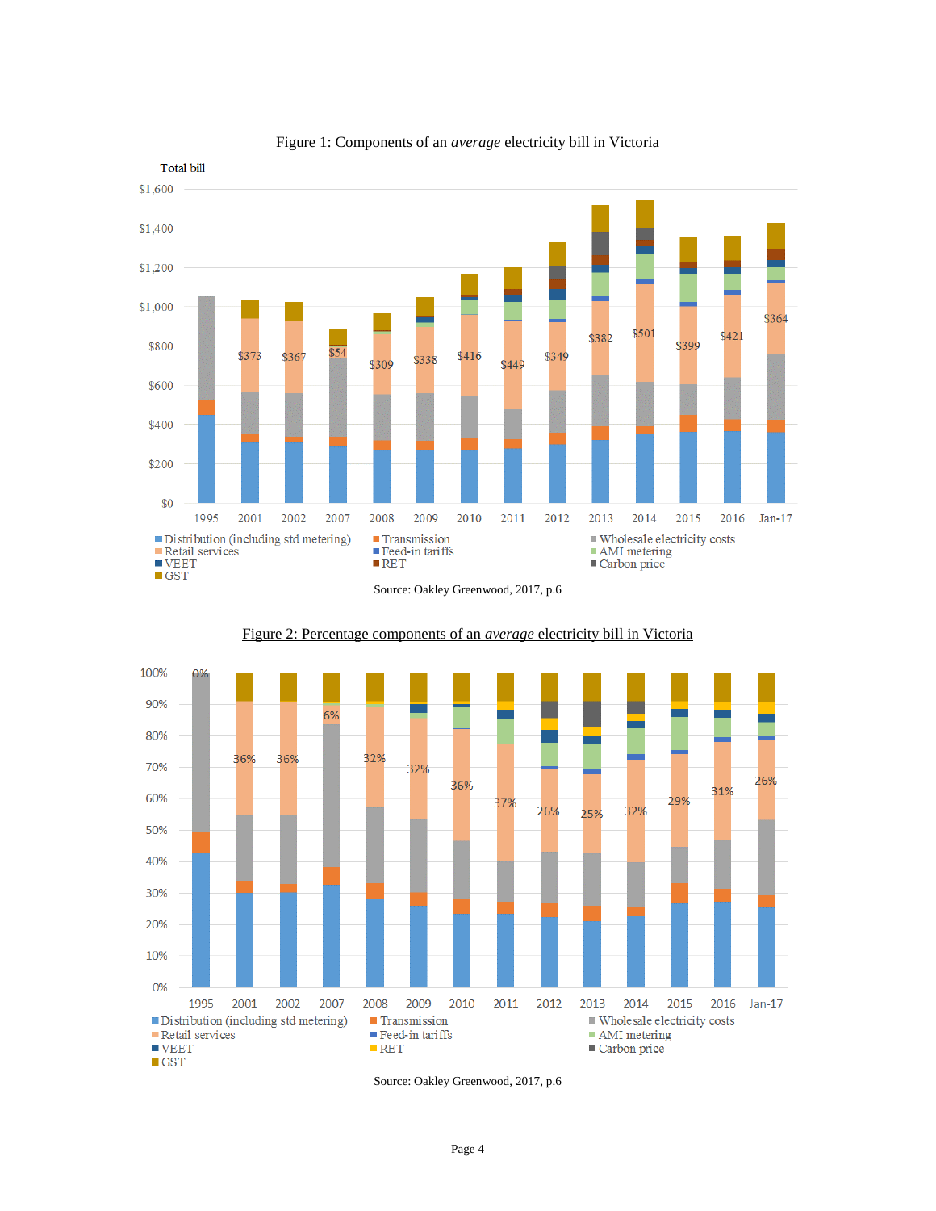Figure 1: Components of an *average* electricity bill in Victoria

Source: Oakley Greenwood, 2017, p.6

Figure 2: Percentage components of an *average* electricity bill in Victoria

Source: Oakley Greenwood, 2017, p.6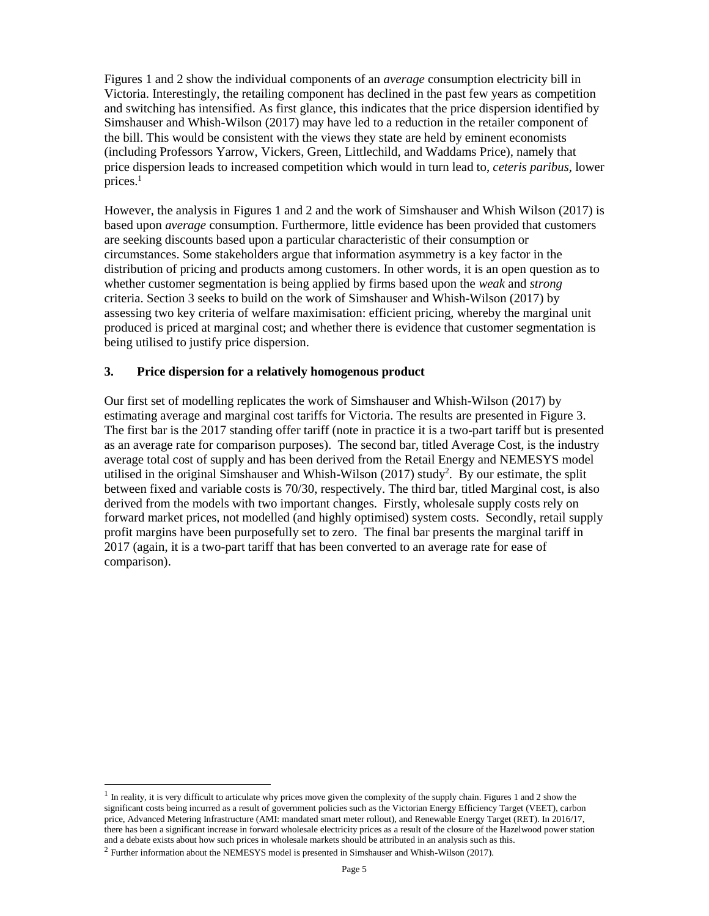Figures 1 and 2 show the individual components of an *average* consumption electricity bill in Victoria. Interestingly, the retailing component has declined in the past few years as competition and switching has intensified. As first glance, this indicates that the price dispersion identified by Simshauser and Whish-Wilson (2017) may have led to a reduction in the retailer component of the bill. This would be consistent with the views they state are held by eminent economists (including Professors Yarrow, Vickers, Green, Littlechild, and Waddams Price), namely that price dispersion leads to increased competition which would in turn lead to, *ceteris paribus*, lower prices.[1]

However, the analysis in Figures 1 and 2 and the work of Simshauser and Whish Wilson (2017) is based upon *average* consumption. Furthermore, little evidence has been provided that customers are seeking discounts based upon a particular characteristic of their consumption or circumstances. Some stakeholders argue that information asymmetry is a key factor in the distribution of pricing and products among customers. In other words, it is an open question as to whether customer segmentation is being applied by firms based upon the *weak* and *strong* criteria. Section 3 seeks to build on the work of Simshauser and Whish-Wilson (2017) by assessing two key criteria of welfare maximisation: efficient pricing, whereby the marginal unit produced is priced at marginal cost; and whether there is evidence that customer segmentation is being utilised to justify price dispersion.

## 3. Price dispersion for a relatively homogenous product

Our first set of modelling replicates the work of Simshauser and Whish-Wilson (2017) by estimating average and marginal cost tariffs for Victoria. The results are presented in Figure 3. The first bar is the 2017 standing offer tariff (note in practice it is a two-part tariff but is presented as an average rate for comparison purposes). The second bar, titled Average Cost, is the industry average total cost of supply and has been derived from the Retail Energy and NEMESYS model utilised in the original Simshauser and Whish-Wilson (2017) study[2]. By our estimate, the split between fixed and variable costs is 70/30, respectively. The third bar, titled Marginal cost, is also derived from the models with two important changes. Firstly, wholesale supply costs rely on forward market prices, not modelled (and highly optimised) system costs. Secondly, retail supply profit margins have been purposefully set to zero. The final bar presents the marginal tariff in 2017 (again, it is a two-part tariff that has been converted to an average rate for ease of comparison).

[1] In reality, it is very difficult to articulate why prices move given the complexity of the supply chain. Figures 1 and 2 show the significant costs being incurred as a result of government policies such as the Victorian Energy Efficiency Target (VEET), carbon price, Advanced Metering Infrastructure (AMI: mandated smart meter rollout), and Renewable Energy Target (RET). In 2016/17, there has been a significant increase in forward wholesale electricity prices as a result of the closure of the Hazelwood power station and a debate exists about how such prices in wholesale markets should be attributed in an analysis such as this.

[2] Further information about the NEMESYS model is presented in Simshauser and Whish-Wilson (2017).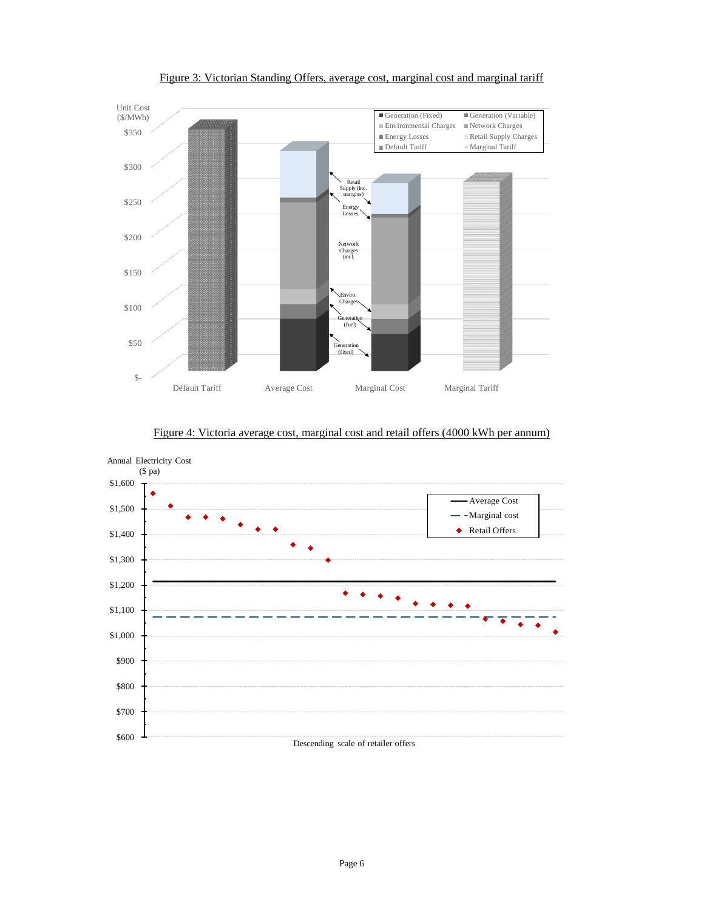Figure 3: Victorian Standing Offers, average cost, marginal cost and marginal tariff

Figure 4: Victoria average cost, marginal cost and retail offers (4000 kWh per annum)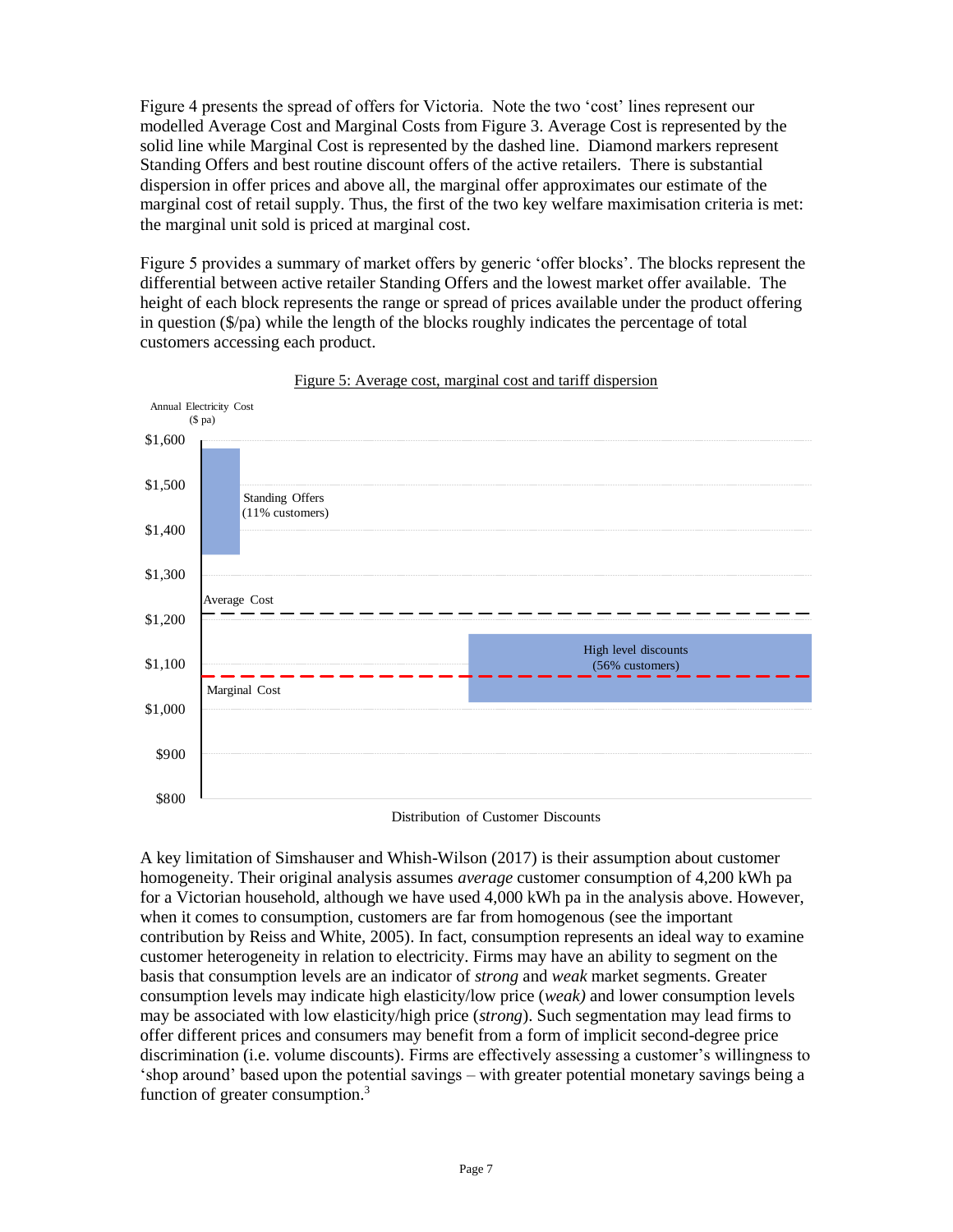Figure 4 presents the spread of offers for Victoria. Note the two 'cost' lines represent our modelled Average Cost and Marginal Costs from Figure 3. Average Cost is represented by the solid line while Marginal Cost is represented by the dashed line. Diamond markers represent Standing Offers and best routine discount offers of the active retailers. There is substantial dispersion in offer prices and above all, the marginal offer approximates our estimate of the marginal cost of retail supply. Thus, the first of the two key welfare maximisation criteria is met: the marginal unit sold is priced at marginal cost.

Figure 5 provides a summary of market offers by generic 'offer blocks'. The blocks represent the differential between active retailer Standing Offers and the lowest market offer available. The height of each block represents the range or spread of prices available under the product offering in question ($/pa) while the length of the blocks roughly indicates the percentage of total customers accessing each product.

Figure 5: Average cost, marginal cost and tariff dispersion

A key limitation of Simshauser and Whish-Wilson (2017) is their assumption about customer homogeneity. Their original analysis assumes *average* customer consumption of 4,200 kWh pa for a Victorian household, although we have used 4,000 kWh pa in the analysis above. However, when it comes to consumption, customers are far from homogenous (see the important contribution by Reiss and White, 2005). In fact, consumption represents an ideal way to examine customer heterogeneity in relation to electricity. Firms may have an ability to segment on the basis that consumption levels are an indicator of *strong* and *weak* market segments. Greater consumption levels may indicate high elasticity/low price (*weak)* and lower consumption levels may be associated with low elasticity/high price (*strong*). Such segmentation may lead firms to offer different prices and consumers may benefit from a form of implicit second-degree price discrimination (i.e. volume discounts). Firms are effectively assessing a customer's willingness to 'shop around' based upon the potential savings – with greater potential monetary savings being a function of greater consumption.[3]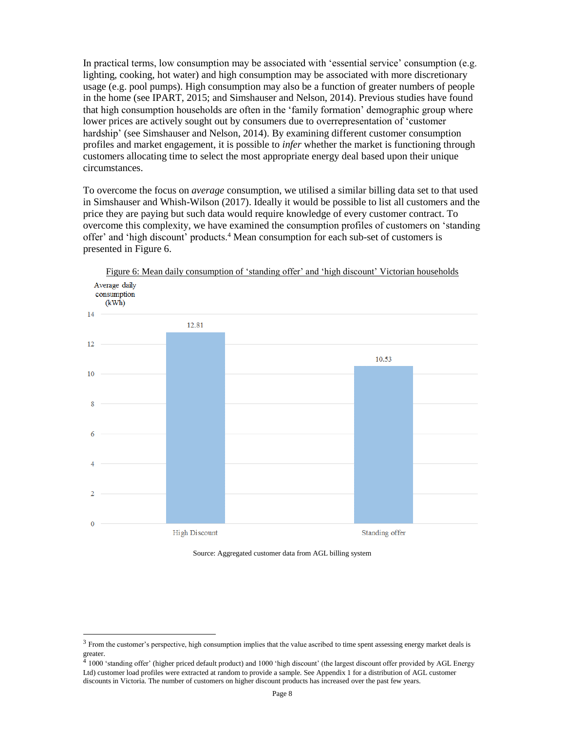In practical terms, low consumption may be associated with 'essential service' consumption (e.g. lighting, cooking, hot water) and high consumption may be associated with more discretionary usage (e.g. pool pumps). High consumption may also be a function of greater numbers of people in the home (see IPART, 2015; and Simshauser and Nelson, 2014). Previous studies have found that high consumption households are often in the 'family formation' demographic group where lower prices are actively sought out by consumers due to overrepresentation of 'customer hardship' (see Simshauser and Nelson, 2014). By examining different customer consumption profiles and market engagement, it is possible to *infer* whether the market is functioning through customers allocating time to select the most appropriate energy deal based upon their unique circumstances.

To overcome the focus on *average* consumption, we utilised a similar billing data set to that used in Simshauser and Whish-Wilson (2017). Ideally it would be possible to list all customers and the price they are paying but such data would require knowledge of every customer contract. To overcome this complexity, we have examined the consumption profiles of customers on 'standing offer' and 'high discount' products.[4] Mean consumption for each sub-set of customers is presented in Figure 6.

Figure 6: Mean daily consumption of 'standing offer' and 'high discount' Victorian households

| | Average daily consumption (kWh) |
|---|---|
| High Discount | 12.81 |
| Standing offer | 10.53 |

Source: Aggregated customer data from AGL billing system

---

[3] From the customer's perspective, high consumption implies that the value ascribed to time spent assessing energy market deals is greater.

[4] 1000 'standing offer' (higher priced default product) and 1000 'high discount' (the largest discount offer provided by AGL Energy Ltd) customer load profiles were extracted at random to provide a sample. See Appendix 1 for a distribution of AGL customer discounts in Victoria. The number of customers on higher discount products has increased over the past few years.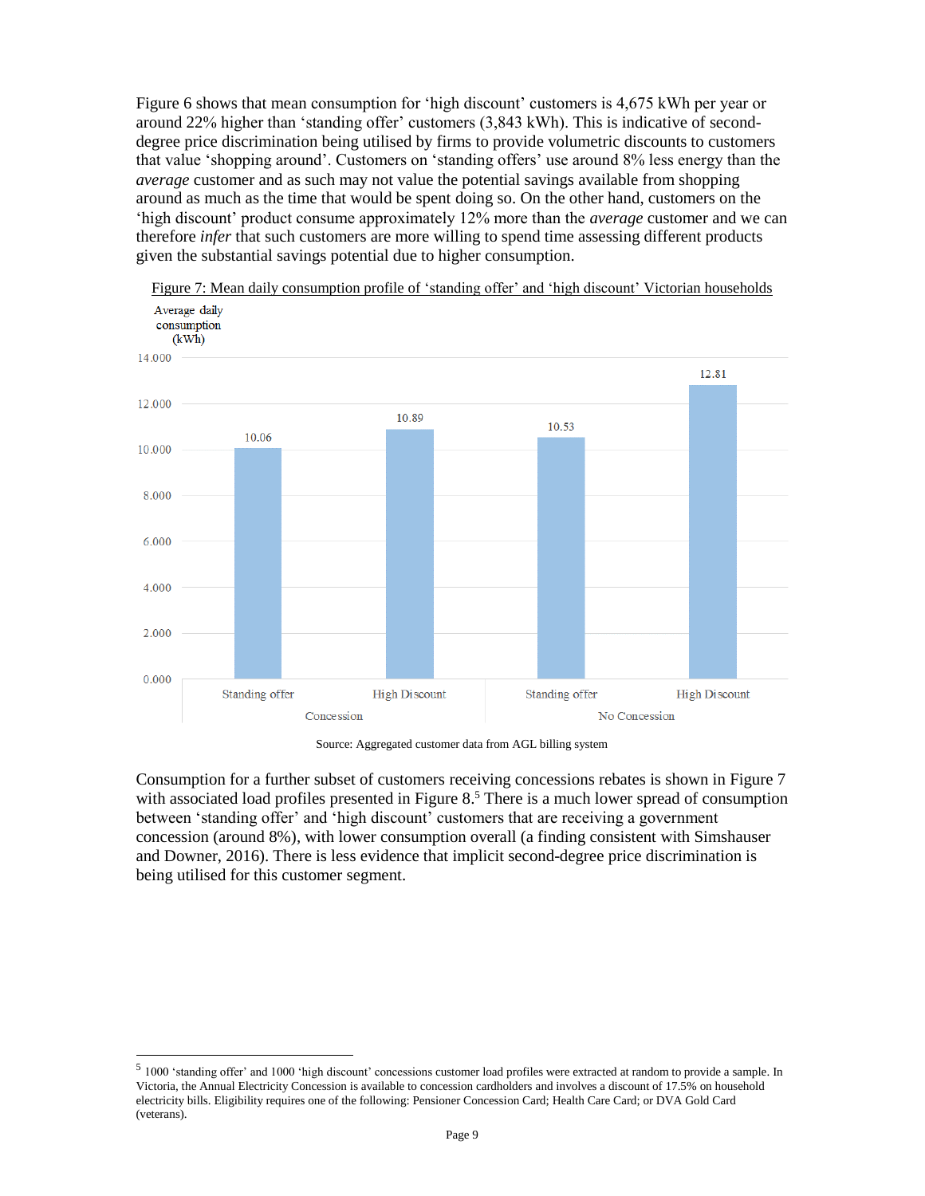Figure 6 shows that mean consumption for 'high discount' customers is 4,675 kWh per year or around 22% higher than 'standing offer' customers (3,843 kWh). This is indicative of second-degree price discrimination being utilised by firms to provide volumetric discounts to customers that value 'shopping around'. Customers on 'standing offers' use around 8% less energy than the *average* customer and as such may not value the potential savings available from shopping around as much as the time that would be spent doing so. On the other hand, customers on the 'high discount' product consume approximately 12% more than the *average* customer and we can therefore *infer* that such customers are more willing to spend time assessing different products given the substantial savings potential due to higher consumption.

Figure 7: Mean daily consumption profile of 'standing offer' and 'high discount' Victorian households

| | Concession | | No Concession | |
|---|---|---|---|---|
| | Standing offer | High Discount | Standing offer | High Discount |
| Average daily consumption (kWh) | 10.06 | 10.89 | 10.53 | 12.81 |

Source: Aggregated customer data from AGL billing system

Consumption for a further subset of customers receiving concessions rebates is shown in Figure 7 with associated load profiles presented in Figure 8.[5] There is a much lower spread of consumption between 'standing offer' and 'high discount' customers that are receiving a government concession (around 8%), with lower consumption overall (a finding consistent with Simshauser and Downer, 2016). There is less evidence that implicit second-degree price discrimination is being utilised for this customer segment.

[5] 1000 'standing offer' and 1000 'high discount' concessions customer load profiles were extracted at random to provide a sample. In Victoria, the Annual Electricity Concession is available to concession cardholders and involves a discount of 17.5% on household electricity bills. Eligibility requires one of the following: Pensioner Concession Card; Health Care Card; or DVA Gold Card (veterans).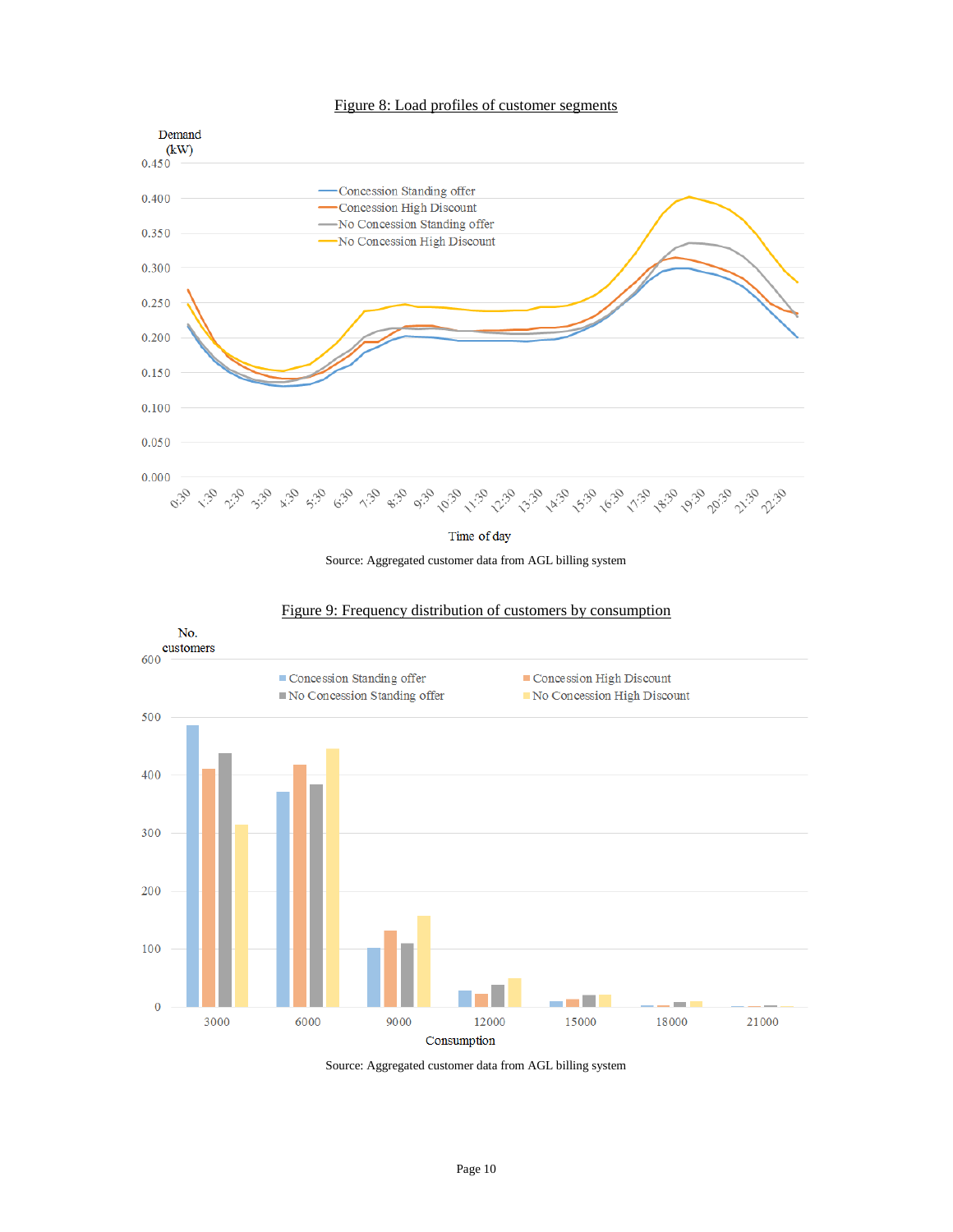Figure 8: Load profiles of customer segments

Source: Aggregated customer data from AGL billing system

Figure 9: Frequency distribution of customers by consumption

Source: Aggregated customer data from AGL billing system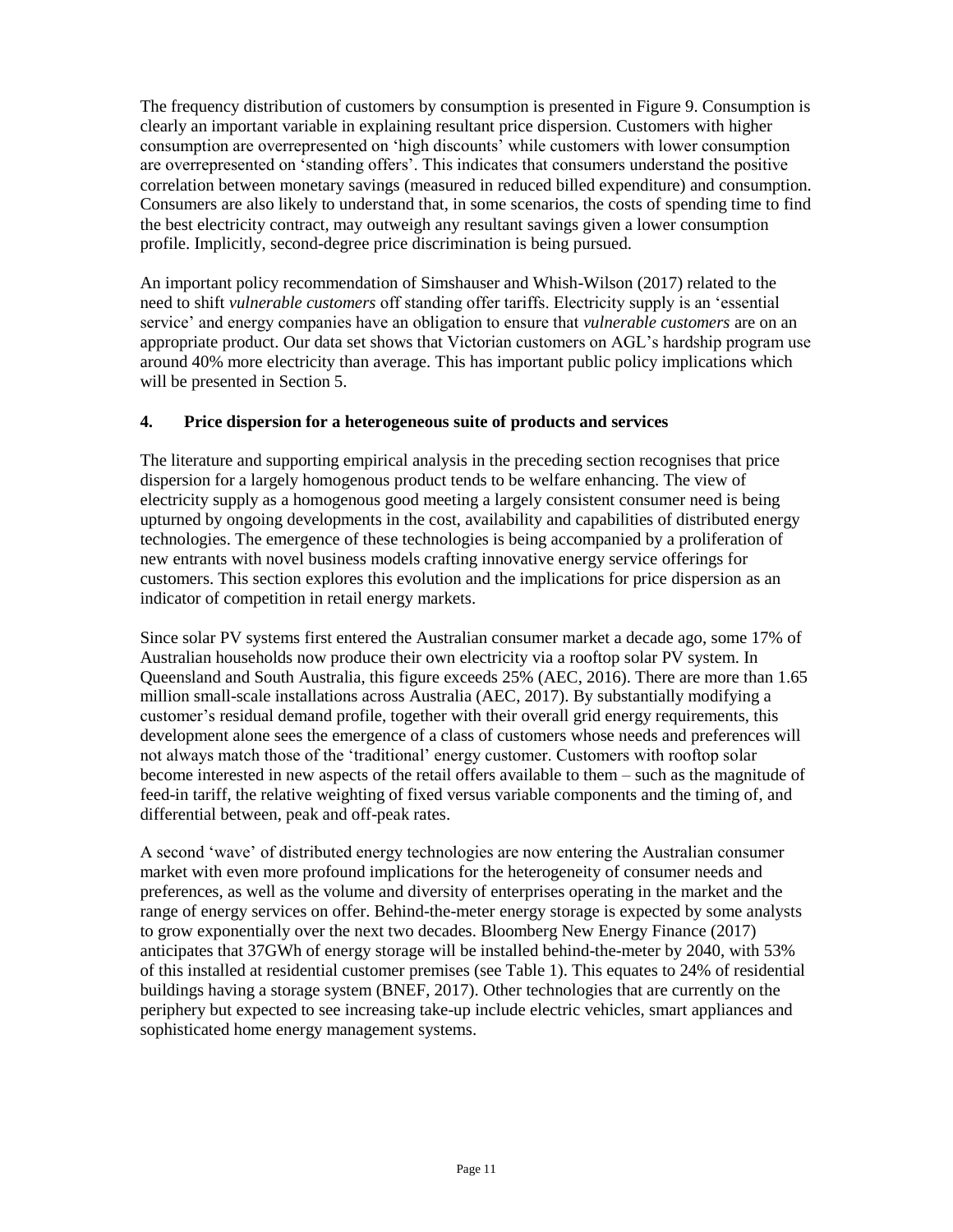The frequency distribution of customers by consumption is presented in Figure 9. Consumption is clearly an important variable in explaining resultant price dispersion. Customers with higher consumption are overrepresented on 'high discounts' while customers with lower consumption are overrepresented on 'standing offers'. This indicates that consumers understand the positive correlation between monetary savings (measured in reduced billed expenditure) and consumption. Consumers are also likely to understand that, in some scenarios, the costs of spending time to find the best electricity contract, may outweigh any resultant savings given a lower consumption profile. Implicitly, second-degree price discrimination is being pursued.

An important policy recommendation of Simshauser and Whish-Wilson (2017) related to the need to shift *vulnerable customers* off standing offer tariffs. Electricity supply is an 'essential service' and energy companies have an obligation to ensure that *vulnerable customers* are on an appropriate product. Our data set shows that Victorian customers on AGL's hardship program use around 40% more electricity than average. This has important public policy implications which will be presented in Section 5.

## 4. Price dispersion for a heterogeneous suite of products and services

The literature and supporting empirical analysis in the preceding section recognises that price dispersion for a largely homogenous product tends to be welfare enhancing. The view of electricity supply as a homogenous good meeting a largely consistent consumer need is being upturned by ongoing developments in the cost, availability and capabilities of distributed energy technologies. The emergence of these technologies is being accompanied by a proliferation of new entrants with novel business models crafting innovative energy service offerings for customers. This section explores this evolution and the implications for price dispersion as an indicator of competition in retail energy markets.

Since solar PV systems first entered the Australian consumer market a decade ago, some 17% of Australian households now produce their own electricity via a rooftop solar PV system. In Queensland and South Australia, this figure exceeds 25% (AEC, 2016). There are more than 1.65 million small-scale installations across Australia (AEC, 2017). By substantially modifying a customer's residual demand profile, together with their overall grid energy requirements, this development alone sees the emergence of a class of customers whose needs and preferences will not always match those of the 'traditional' energy customer. Customers with rooftop solar become interested in new aspects of the retail offers available to them – such as the magnitude of feed-in tariff, the relative weighting of fixed versus variable components and the timing of, and differential between, peak and off-peak rates.

A second 'wave' of distributed energy technologies are now entering the Australian consumer market with even more profound implications for the heterogeneity of consumer needs and preferences, as well as the volume and diversity of enterprises operating in the market and the range of energy services on offer. Behind-the-meter energy storage is expected by some analysts to grow exponentially over the next two decades. Bloomberg New Energy Finance (2017) anticipates that 37GWh of energy storage will be installed behind-the-meter by 2040, with 53% of this installed at residential customer premises (see Table 1). This equates to 24% of residential buildings having a storage system (BNEF, 2017). Other technologies that are currently on the periphery but expected to see increasing take-up include electric vehicles, smart appliances and sophisticated home energy management systems.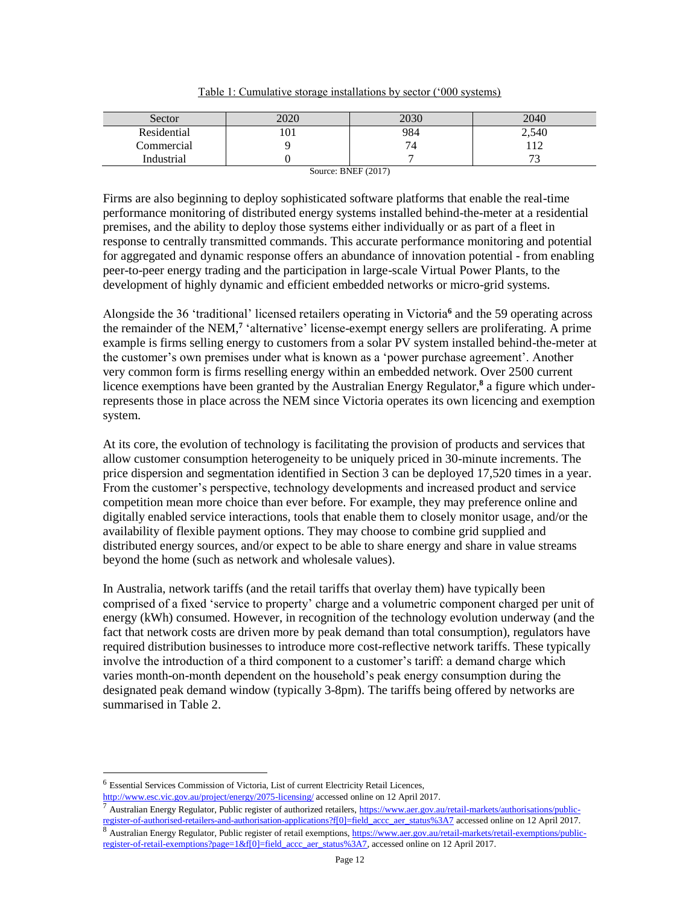Table 1: Cumulative storage installations by sector ('000 systems)

| Sector | 2020 | 2030 | 2040 |
|---|---|---|---|
| Residential | 101 | 984 | 2,540 |
| Commercial | 9 | 74 | 112 |
| Industrial | 0 | 7 | 73 |

Source: BNEF (2017)

Firms are also beginning to deploy sophisticated software platforms that enable the real-time performance monitoring of distributed energy systems installed behind-the-meter at a residential premises, and the ability to deploy those systems either individually or as part of a fleet in response to centrally transmitted commands. This accurate performance monitoring and potential for aggregated and dynamic response offers an abundance of innovation potential - from enabling peer-to-peer energy trading and the participation in large-scale Virtual Power Plants, to the development of highly dynamic and efficient embedded networks or micro-grid systems.

Alongside the 36 'traditional' licensed retailers operating in Victoria[6] and the 59 operating across the remainder of the NEM,[7] 'alternative' license-exempt energy sellers are proliferating. A prime example is firms selling energy to customers from a solar PV system installed behind-the-meter at the customer's own premises under what is known as a 'power purchase agreement'. Another very common form is firms reselling energy within an embedded network. Over 2500 current licence exemptions have been granted by the Australian Energy Regulator,[8] a figure which under-represents those in place across the NEM since Victoria operates its own licencing and exemption system.

At its core, the evolution of technology is facilitating the provision of products and services that allow customer consumption heterogeneity to be uniquely priced in 30-minute increments. The price dispersion and segmentation identified in Section 3 can be deployed 17,520 times in a year. From the customer's perspective, technology developments and increased product and service competition mean more choice than ever before. For example, they may preference online and digitally enabled service interactions, tools that enable them to closely monitor usage, and/or the availability of flexible payment options. They may choose to combine grid supplied and distributed energy sources, and/or expect to be able to share energy and share in value streams beyond the home (such as network and wholesale values).

In Australia, network tariffs (and the retail tariffs that overlay them) have typically been comprised of a fixed 'service to property' charge and a volumetric component charged per unit of energy (kWh) consumed. However, in recognition of the technology evolution underway (and the fact that network costs are driven more by peak demand than total consumption), regulators have required distribution businesses to introduce more cost-reflective network tariffs. These typically involve the introduction of a third component to a customer's tariff: a demand charge which varies month-on-month dependent on the household's peak energy consumption during the designated peak demand window (typically 3-8pm). The tariffs being offered by networks are summarised in Table 2.

---

[6] Essential Services Commission of Victoria, List of current Electricity Retail Licences, http://www.esc.vic.gov.au/project/energy/2075-licensing/ accessed online on 12 April 2017.

[7] Australian Energy Regulator, Public register of authorized retailers, https://www.aer.gov.au/retail-markets/authorisations/public-register-of-authorised-retailers-and-authorisation-applications?f[0]=field_accc_aer_status%3A7 accessed online on 12 April 2017.

[8] Australian Energy Regulator, Public register of retail exemptions, https://www.aer.gov.au/retail-markets/retail-exemptions/public-register-of-retail-exemptions?page=1&f[0]=field_accc_aer_status%3A7, accessed online on 12 April 2017.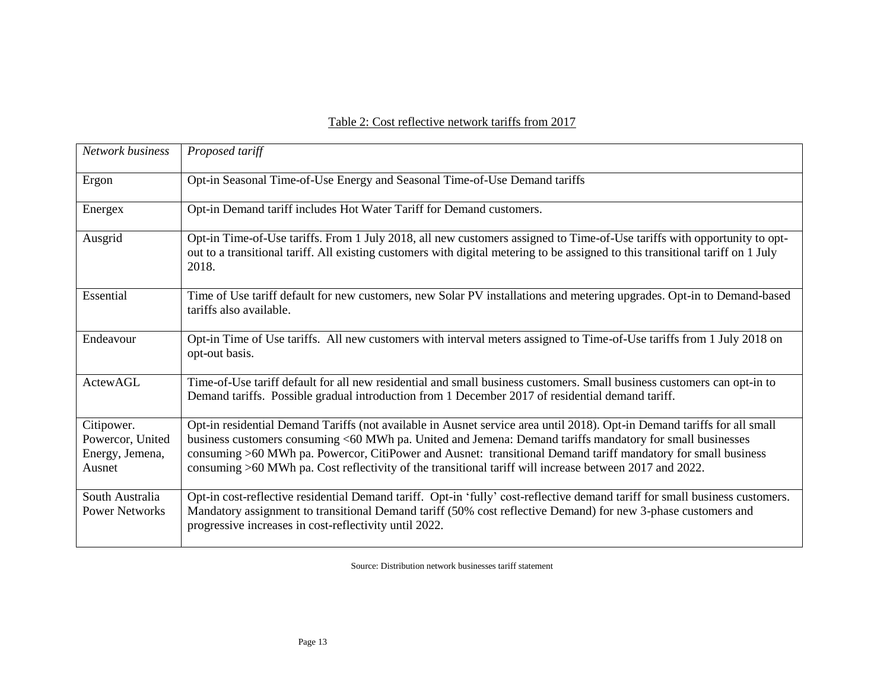Table 2: Cost reflective network tariffs from 2017

| *Network business* | *Proposed tariff* |
|---|---|
| Ergon | Opt-in Seasonal Time-of-Use Energy and Seasonal Time-of-Use Demand tariffs |
| Energex | Opt-in Demand tariff includes Hot Water Tariff for Demand customers. |
| Ausgrid | Opt-in Time-of-Use tariffs. From 1 July 2018, all new customers assigned to Time-of-Use tariffs with opportunity to opt-out to a transitional tariff. All existing customers with digital metering to be assigned to this transitional tariff on 1 July 2018. |
| Essential | Time of Use tariff default for new customers, new Solar PV installations and metering upgrades. Opt-in to Demand-based tariffs also available. |
| Endeavour | Opt-in Time of Use tariffs. All new customers with interval meters assigned to Time-of-Use tariffs from 1 July 2018 on opt-out basis. |
| ActewAGL | Time-of-Use tariff default for all new residential and small business customers. Small business customers can opt-in to Demand tariffs. Possible gradual introduction from 1 December 2017 of residential demand tariff. |
| Citipower. Powercor, United Energy, Jemena, Ausnet | Opt-in residential Demand Tariffs (not available in Ausnet service area until 2018). Opt-in Demand tariffs for all small business customers consuming <60 MWh pa. United and Jemena: Demand tariffs mandatory for small businesses consuming >60 MWh pa. Powercor, CitiPower and Ausnet: transitional Demand tariff mandatory for small business consuming >60 MWh pa. Cost reflectivity of the transitional tariff will increase between 2017 and 2022. |
| South Australia Power Networks | Opt-in cost-reflective residential Demand tariff. Opt-in 'fully' cost-reflective demand tariff for small business customers. Mandatory assignment to transitional Demand tariff (50% cost reflective Demand) for new 3-phase customers and progressive increases in cost-reflectivity until 2022. |

Source: Distribution network businesses tariff statement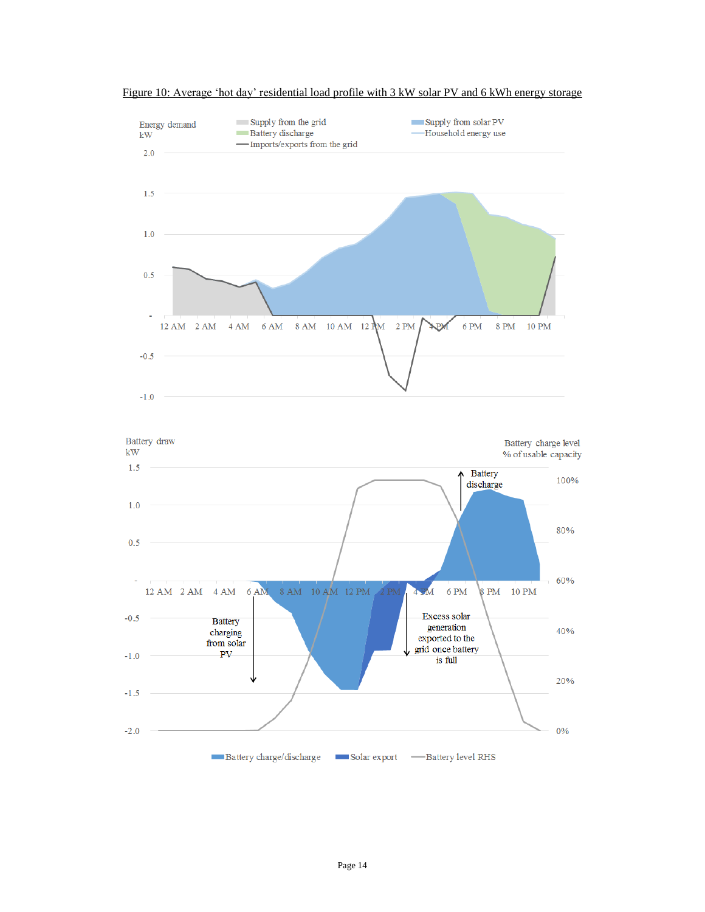Figure 10: Average 'hot day' residential load profile with 3 kW solar PV and 6 kWh energy storage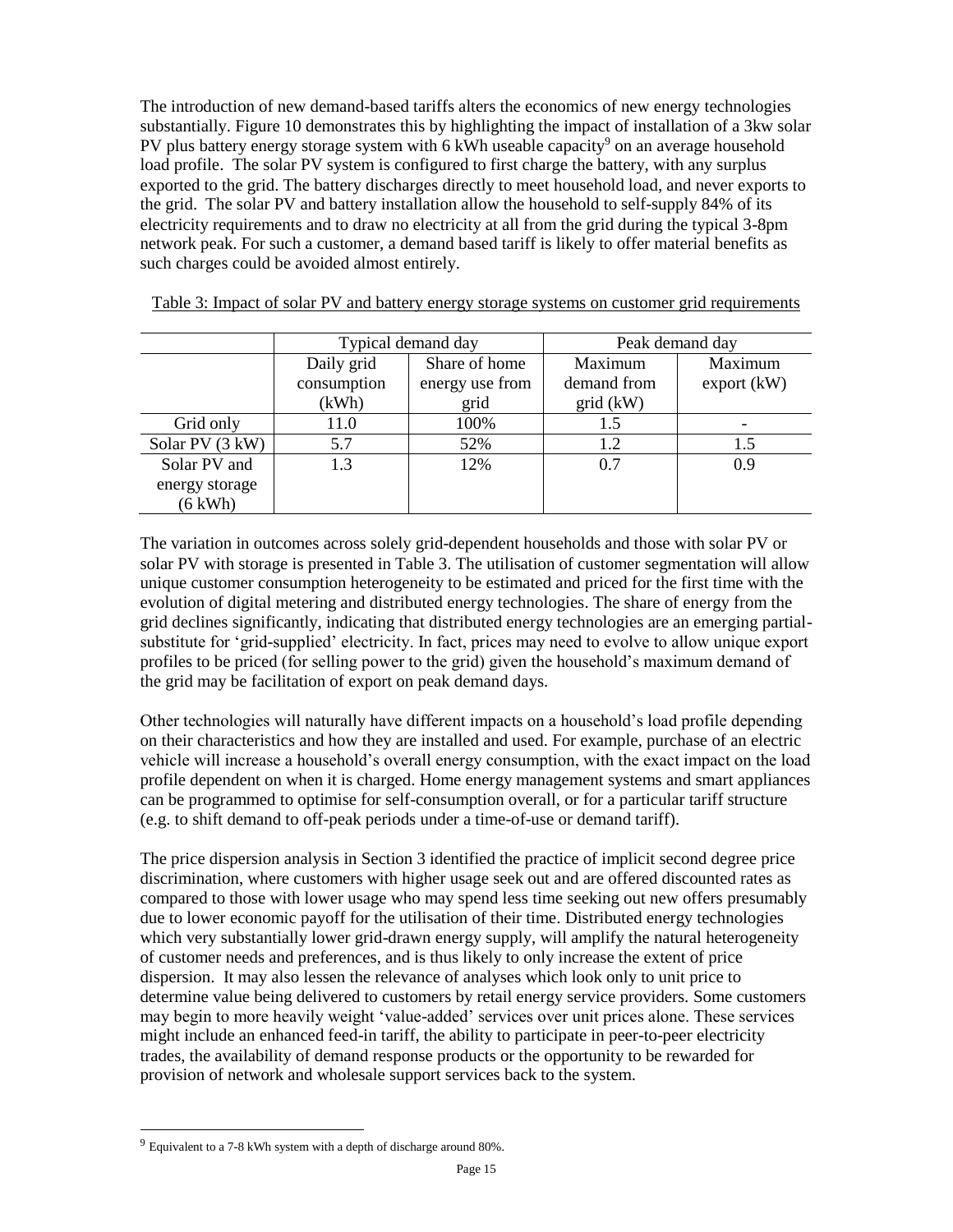The introduction of new demand-based tariffs alters the economics of new energy technologies substantially. Figure 10 demonstrates this by highlighting the impact of installation of a 3kw solar PV plus battery energy storage system with 6 kWh useable capacity[9] on an average household load profile. The solar PV system is configured to first charge the battery, with any surplus exported to the grid. The battery discharges directly to meet household load, and never exports to the grid. The solar PV and battery installation allow the household to self-supply 84% of its electricity requirements and to draw no electricity at all from the grid during the typical 3-8pm network peak. For such a customer, a demand based tariff is likely to offer material benefits as such charges could be avoided almost entirely.

Table 3: Impact of solar PV and battery energy storage systems on customer grid requirements

| | Typical demand day | | Peak demand day | |
|---|---|---|---|---|
| | Daily grid consumption (kWh) | Share of home energy use from grid | Maximum demand from grid (kW) | Maximum export (kW) |
| Grid only | 11.0 | 100% | 1.5 | - |
| Solar PV (3 kW) | 5.7 | 52% | 1.2 | 1.5 |
| Solar PV and energy storage (6 kWh) | 1.3 | 12% | 0.7 | 0.9 |

The variation in outcomes across solely grid-dependent households and those with solar PV or solar PV with storage is presented in Table 3. The utilisation of customer segmentation will allow unique customer consumption heterogeneity to be estimated and priced for the first time with the evolution of digital metering and distributed energy technologies. The share of energy from the grid declines significantly, indicating that distributed energy technologies are an emerging partial-substitute for 'grid-supplied' electricity. In fact, prices may need to evolve to allow unique export profiles to be priced (for selling power to the grid) given the household's maximum demand of the grid may be facilitation of export on peak demand days.

Other technologies will naturally have different impacts on a household's load profile depending on their characteristics and how they are installed and used. For example, purchase of an electric vehicle will increase a household's overall energy consumption, with the exact impact on the load profile dependent on when it is charged. Home energy management systems and smart appliances can be programmed to optimise for self-consumption overall, or for a particular tariff structure (e.g. to shift demand to off-peak periods under a time-of-use or demand tariff).

The price dispersion analysis in Section 3 identified the practice of implicit second degree price discrimination, where customers with higher usage seek out and are offered discounted rates as compared to those with lower usage who may spend less time seeking out new offers presumably due to lower economic payoff for the utilisation of their time. Distributed energy technologies which very substantially lower grid-drawn energy supply, will amplify the natural heterogeneity of customer needs and preferences, and is thus likely to only increase the extent of price dispersion. It may also lessen the relevance of analyses which look only to unit price to determine value being delivered to customers by retail energy service providers. Some customers may begin to more heavily weight 'value-added' services over unit prices alone. These services might include an enhanced feed-in tariff, the ability to participate in peer-to-peer electricity trades, the availability of demand response products or the opportunity to be rewarded for provision of network and wholesale support services back to the system.

[9] Equivalent to a 7-8 kWh system with a depth of discharge around 80%.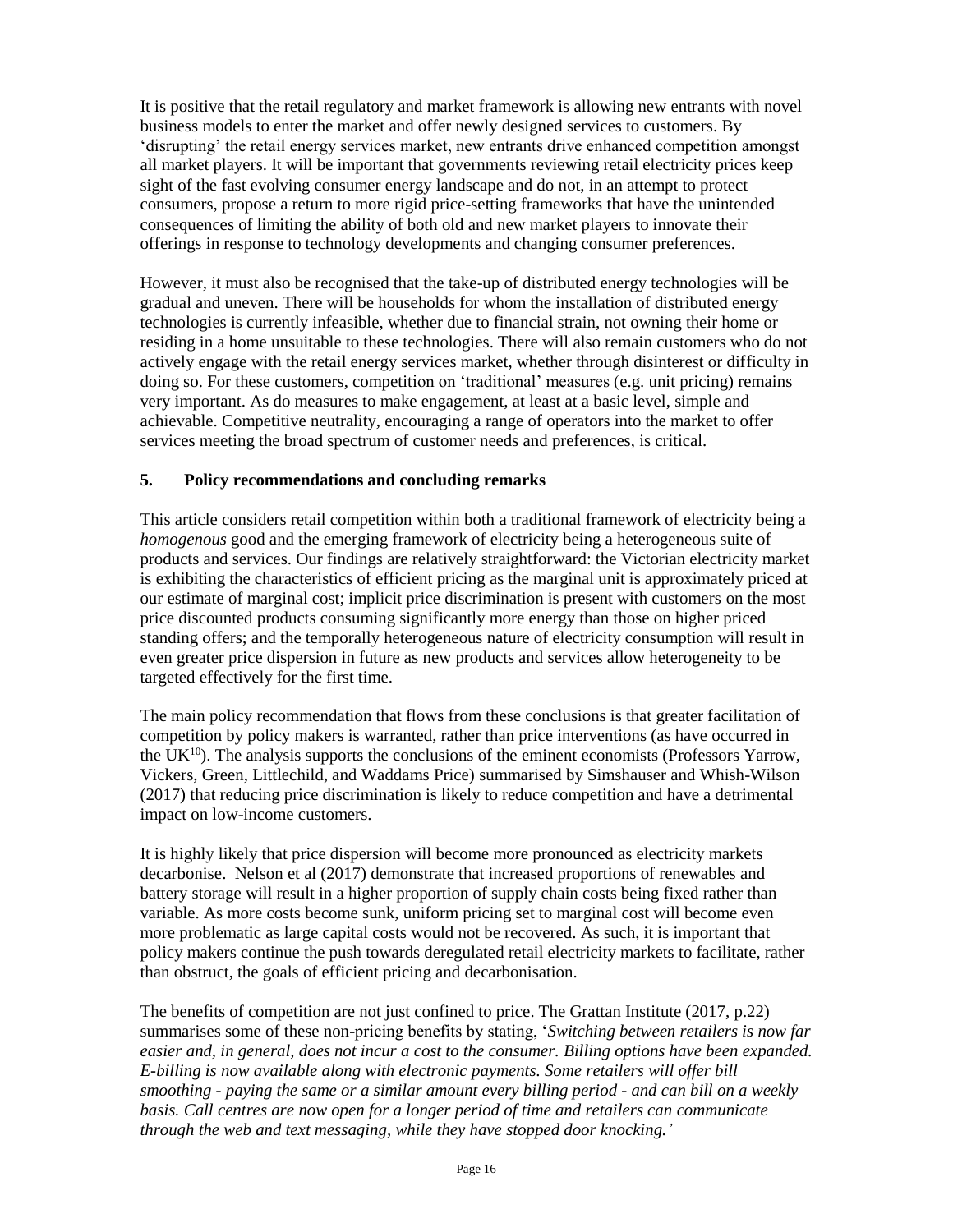It is positive that the retail regulatory and market framework is allowing new entrants with novel business models to enter the market and offer newly designed services to customers. By 'disrupting' the retail energy services market, new entrants drive enhanced competition amongst all market players. It will be important that governments reviewing retail electricity prices keep sight of the fast evolving consumer energy landscape and do not, in an attempt to protect consumers, propose a return to more rigid price-setting frameworks that have the unintended consequences of limiting the ability of both old and new market players to innovate their offerings in response to technology developments and changing consumer preferences.

However, it must also be recognised that the take-up of distributed energy technologies will be gradual and uneven. There will be households for whom the installation of distributed energy technologies is currently infeasible, whether due to financial strain, not owning their home or residing in a home unsuitable to these technologies. There will also remain customers who do not actively engage with the retail energy services market, whether through disinterest or difficulty in doing so. For these customers, competition on 'traditional' measures (e.g. unit pricing) remains very important. As do measures to make engagement, at least at a basic level, simple and achievable. Competitive neutrality, encouraging a range of operators into the market to offer services meeting the broad spectrum of customer needs and preferences, is critical.

## 5. Policy recommendations and concluding remarks

This article considers retail competition within both a traditional framework of electricity being a *homogenous* good and the emerging framework of electricity being a heterogeneous suite of products and services. Our findings are relatively straightforward: the Victorian electricity market is exhibiting the characteristics of efficient pricing as the marginal unit is approximately priced at our estimate of marginal cost; implicit price discrimination is present with customers on the most price discounted products consuming significantly more energy than those on higher priced standing offers; and the temporally heterogeneous nature of electricity consumption will result in even greater price dispersion in future as new products and services allow heterogeneity to be targeted effectively for the first time.

The main policy recommendation that flows from these conclusions is that greater facilitation of competition by policy makers is warranted, rather than price interventions (as have occurred in the UK[10]). The analysis supports the conclusions of the eminent economists (Professors Yarrow, Vickers, Green, Littlechild, and Waddams Price) summarised by Simshauser and Whish-Wilson (2017) that reducing price discrimination is likely to reduce competition and have a detrimental impact on low-income customers.

It is highly likely that price dispersion will become more pronounced as electricity markets decarbonise. Nelson et al (2017) demonstrate that increased proportions of renewables and battery storage will result in a higher proportion of supply chain costs being fixed rather than variable. As more costs become sunk, uniform pricing set to marginal cost will become even more problematic as large capital costs would not be recovered. As such, it is important that policy makers continue the push towards deregulated retail electricity markets to facilitate, rather than obstruct, the goals of efficient pricing and decarbonisation.

The benefits of competition are not just confined to price. The Grattan Institute (2017, p.22) summarises some of these non-pricing benefits by stating, '*Switching between retailers is now far easier and, in general, does not incur a cost to the consumer. Billing options have been expanded. E-billing is now available along with electronic payments. Some retailers will offer bill smoothing - paying the same or a similar amount every billing period - and can bill on a weekly basis. Call centres are now open for a longer period of time and retailers can communicate through the web and text messaging, while they have stopped door knocking.*'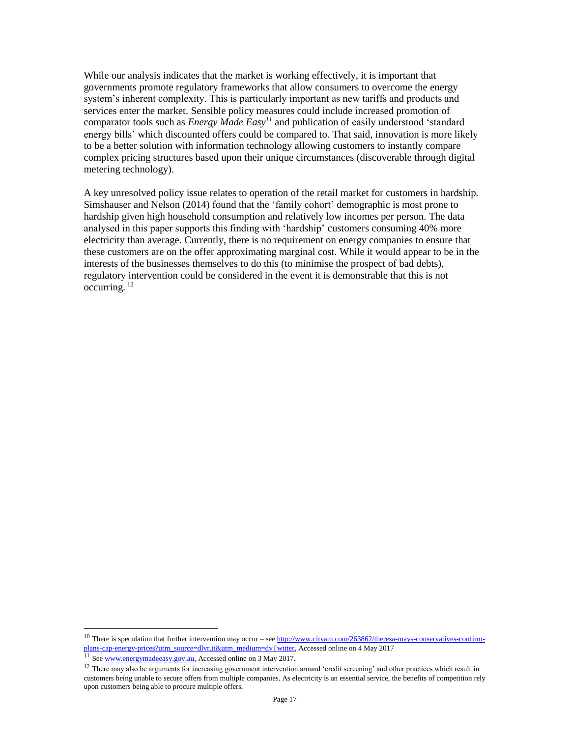While our analysis indicates that the market is working effectively, it is important that governments promote regulatory frameworks that allow consumers to overcome the energy system's inherent complexity. This is particularly important as new tariffs and products and services enter the market. Sensible policy measures could include increased promotion of comparator tools such as *Energy Made Easy*[11] and publication of easily understood 'standard energy bills' which discounted offers could be compared to. That said, innovation is more likely to be a better solution with information technology allowing customers to instantly compare complex pricing structures based upon their unique circumstances (discoverable through digital metering technology).

A key unresolved policy issue relates to operation of the retail market for customers in hardship. Simshauser and Nelson (2014) found that the 'family cohort' demographic is most prone to hardship given high household consumption and relatively low incomes per person. The data analysed in this paper supports this finding with 'hardship' customers consuming 40% more electricity than average. Currently, there is no requirement on energy companies to ensure that these customers are on the offer approximating marginal cost. While it would appear to be in the interests of the businesses themselves to do this (to minimise the prospect of bad debts), regulatory intervention could be considered in the event it is demonstrable that this is not occurring. [12]

---

[10] There is speculation that further intervention may occur – see http://www.cityam.com/263862/theresa-mays-conservatives-confirm-plans-cap-energy-prices?utm_source=dlvr.it&utm_medium=dvTwitter, Accessed online on 4 May 2017

[11] See www.energymadeeasy.gov.au, Accessed online on 3 May 2017.

[12] There may also be arguments for increasing government intervention around 'credit screening' and other practices which result in customers being unable to secure offers from multiple companies. As electricity is an essential service, the benefits of competition rely upon customers being able to procure multiple offers.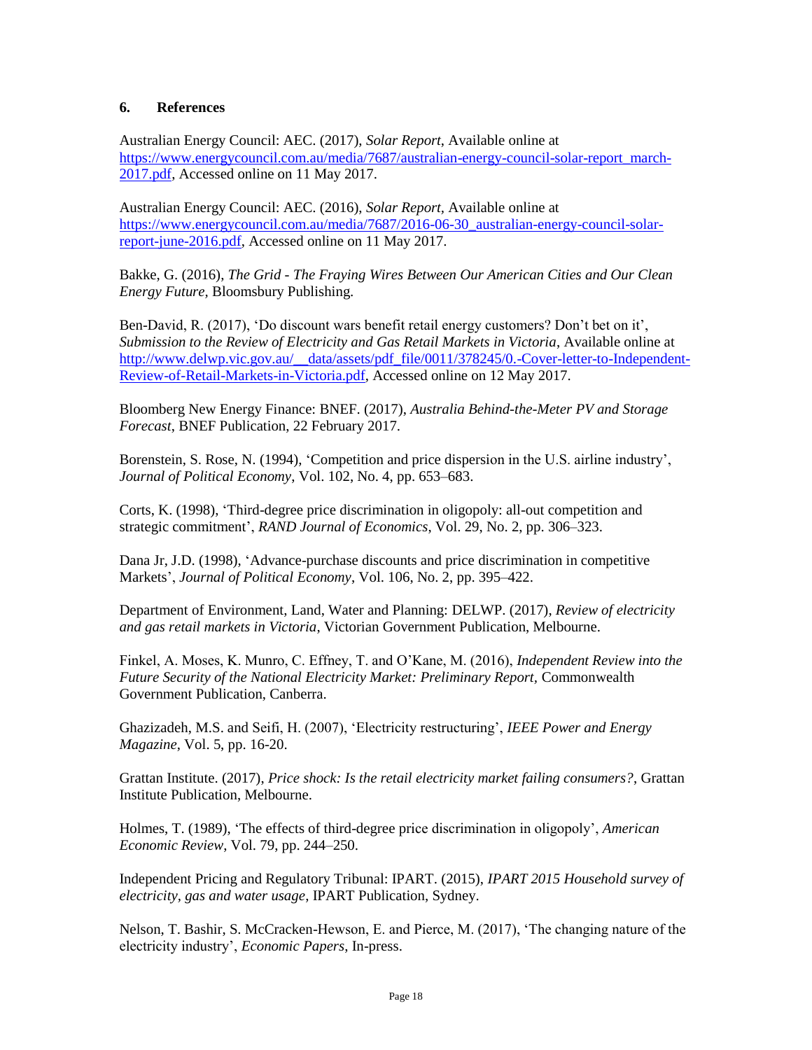## 6. References

Australian Energy Council: AEC. (2017), *Solar Report*, Available online at https://www.energycouncil.com.au/media/7687/australian-energy-council-solar-report_march-2017.pdf, Accessed online on 11 May 2017.

Australian Energy Council: AEC. (2016), *Solar Report*, Available online at https://www.energycouncil.com.au/media/7687/2016-06-30_australian-energy-council-solar-report-june-2016.pdf, Accessed online on 11 May 2017.

Bakke, G. (2016), *The Grid - The Fraying Wires Between Our American Cities and Our Clean Energy Future*, Bloomsbury Publishing.

Ben-David, R. (2017), 'Do discount wars benefit retail energy customers? Don't bet on it', *Submission to the Review of Electricity and Gas Retail Markets in Victoria*, Available online at http://www.delwp.vic.gov.au/__data/assets/pdf_file/0011/378245/0.-Cover-letter-to-Independent-Review-of-Retail-Markets-in-Victoria.pdf, Accessed online on 12 May 2017.

Bloomberg New Energy Finance: BNEF. (2017), *Australia Behind-the-Meter PV and Storage Forecast*, BNEF Publication, 22 February 2017.

Borenstein, S. Rose, N. (1994), 'Competition and price dispersion in the U.S. airline industry', *Journal of Political Economy*, Vol. 102, No. 4, pp. 653–683.

Corts, K. (1998), 'Third-degree price discrimination in oligopoly: all-out competition and strategic commitment', *RAND Journal of Economics*, Vol. 29, No. 2, pp. 306–323.

Dana Jr, J.D. (1998), 'Advance-purchase discounts and price discrimination in competitive Markets', *Journal of Political Economy*, Vol. 106, No. 2, pp. 395–422.

Department of Environment, Land, Water and Planning: DELWP. (2017), *Review of electricity and gas retail markets in Victoria*, Victorian Government Publication, Melbourne.

Finkel, A. Moses, K. Munro, C. Effney, T. and O'Kane, M. (2016), *Independent Review into the Future Security of the National Electricity Market: Preliminary Report*, Commonwealth Government Publication, Canberra.

Ghazizadeh, M.S. and Seifi, H. (2007), 'Electricity restructuring', *IEEE Power and Energy Magazine*, Vol. 5, pp. 16-20.

Grattan Institute. (2017), *Price shock: Is the retail electricity market failing consumers?*, Grattan Institute Publication, Melbourne.

Holmes, T. (1989), 'The effects of third-degree price discrimination in oligopoly', *American Economic Review*, Vol. 79, pp. 244–250.

Independent Pricing and Regulatory Tribunal: IPART. (2015), *IPART 2015 Household survey of electricity, gas and water usage*, IPART Publication, Sydney.

Nelson, T. Bashir, S. McCracken-Hewson, E. and Pierce, M. (2017), 'The changing nature of the electricity industry', *Economic Papers*, In-press.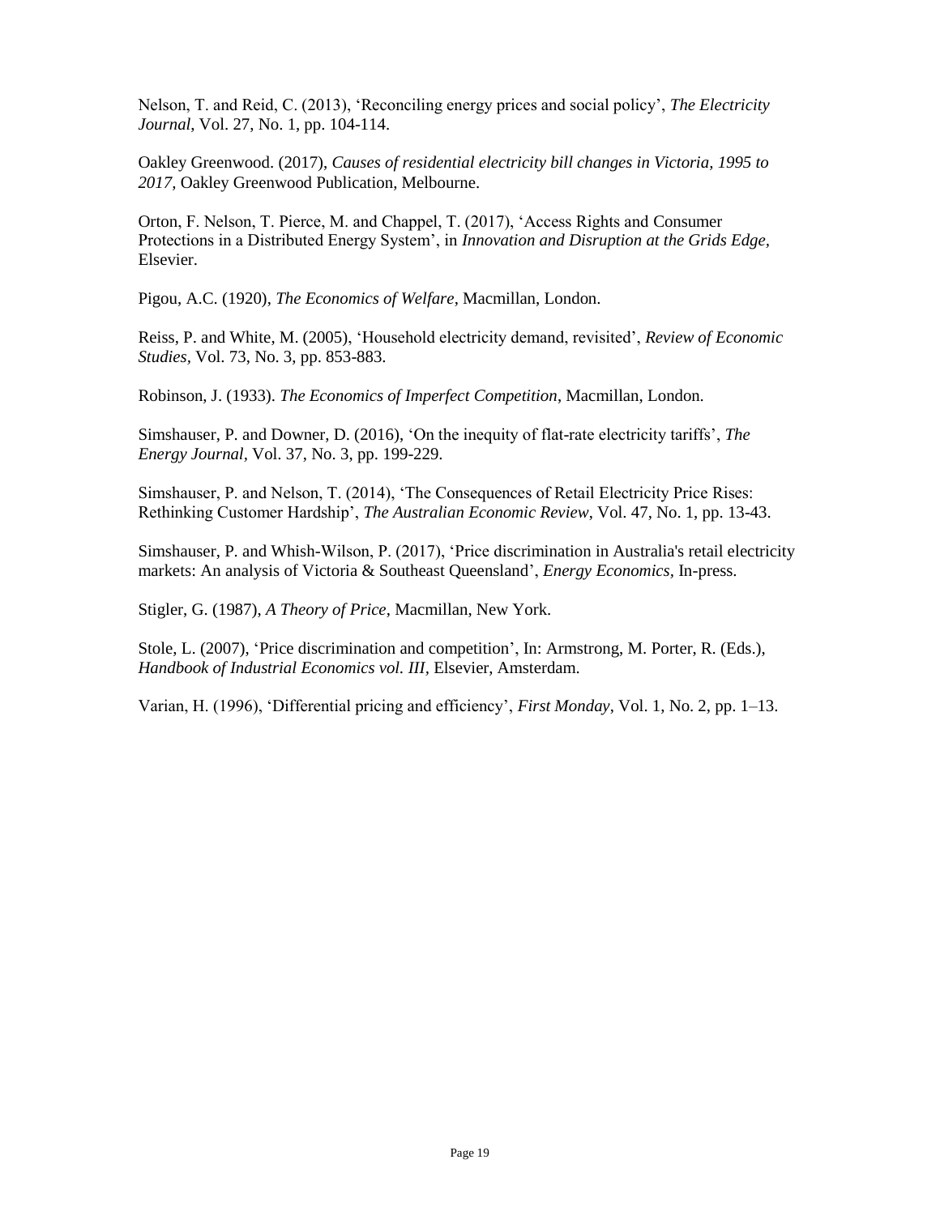Nelson, T. and Reid, C. (2013), ‘Reconciling energy prices and social policy’, *The Electricity Journal*, Vol. 27, No. 1, pp. 104-114.

Oakley Greenwood. (2017), *Causes of residential electricity bill changes in Victoria, 1995 to 2017,* Oakley Greenwood Publication, Melbourne.

Orton, F. Nelson, T. Pierce, M. and Chappel, T. (2017), ‘Access Rights and Consumer Protections in a Distributed Energy System’, in *Innovation and Disruption at the Grids Edge*, Elsevier.

Pigou, A.C. (1920), *The Economics of Welfare*, Macmillan, London.

Reiss, P. and White, M. (2005), ‘Household electricity demand, revisited’, *Review of Economic Studies*, Vol. 73, No. 3, pp. 853-883.

Robinson, J. (1933). *The Economics of Imperfect Competition*, Macmillan, London.

Simshauser, P. and Downer, D. (2016), ‘On the inequity of flat-rate electricity tariffs’, *The Energy Journal*, Vol. 37, No. 3, pp. 199-229.

Simshauser, P. and Nelson, T. (2014), ‘The Consequences of Retail Electricity Price Rises: Rethinking Customer Hardship’, *The Australian Economic Review*, Vol. 47, No. 1, pp. 13-43.

Simshauser, P. and Whish-Wilson, P. (2017), ‘Price discrimination in Australia's retail electricity markets: An analysis of Victoria & Southeast Queensland’, *Energy Economics*, In-press.

Stigler, G. (1987), *A Theory of Price*, Macmillan, New York.

Stole, L. (2007), ‘Price discrimination and competition’, In: Armstrong, M. Porter, R. (Eds.), *Handbook of Industrial Economics vol. III*, Elsevier, Amsterdam.

Varian, H. (1996), ‘Differential pricing and efficiency’, *First Monday*, Vol. 1, No. 2, pp. 1–13.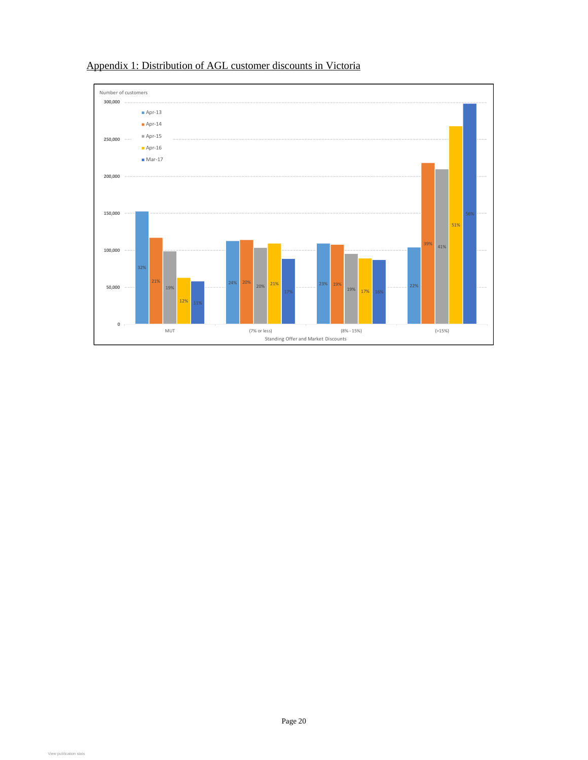Appendix 1: Distribution of AGL customer discounts in Victoria

Number of customers

300,000
250,000
200,000
150,000
100,000
50,000
0

Apr-13
Apr-14
Apr-15
Apr-16
Mar-17

32% 21% 19% 12% 11%

24% 20% 20% 21% 17%

23% 19% 19% 17% 16%

22% 39% 41% 51% 56%

MUT
(7% or less)
(8% - 15%)
(>15%)

Standing Offer and Market Discounts